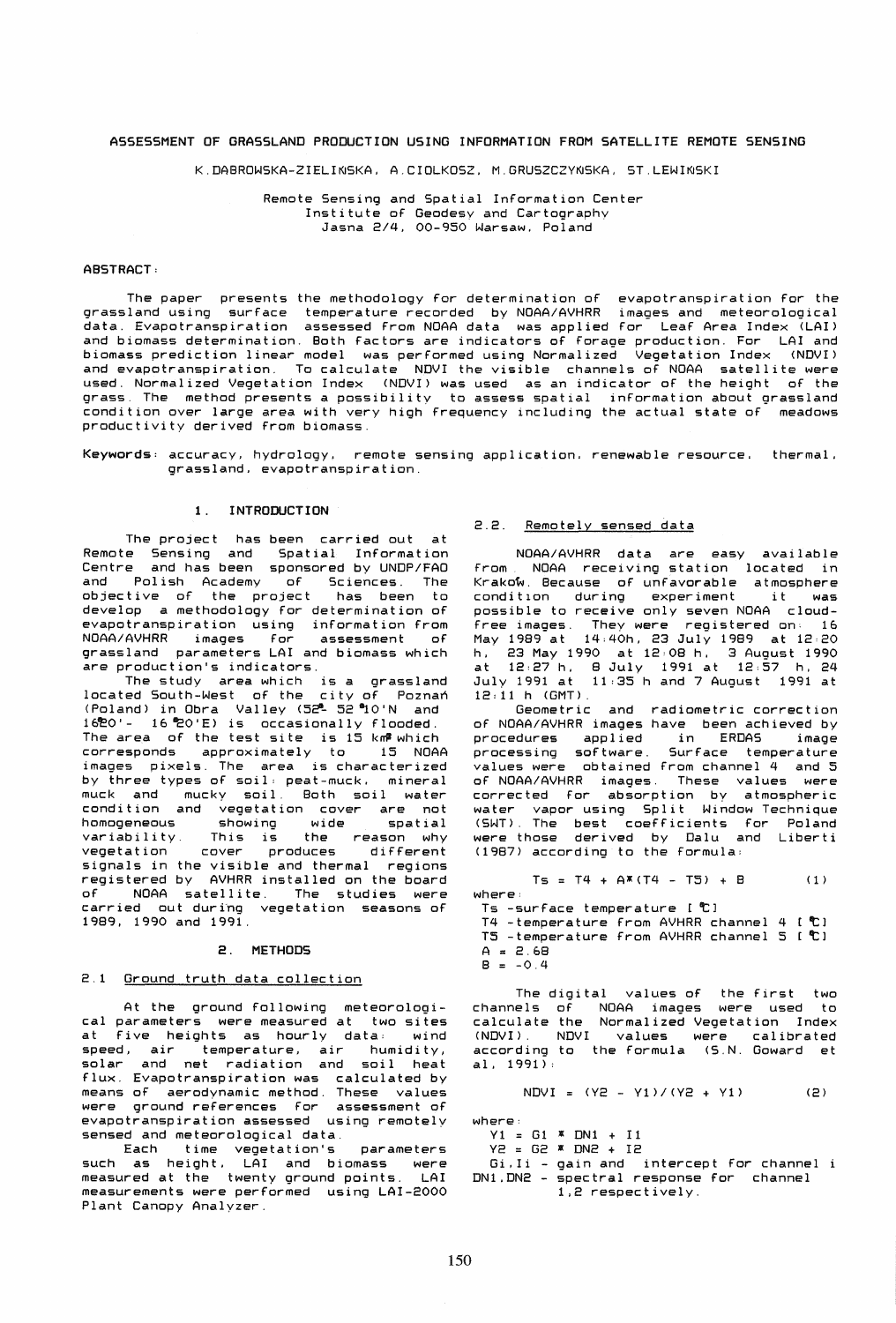# ASSESSMENT OF GRASSLAND PRODUCTION USING INFORMATION FROM SATELLITE REMOTE SENSING

K.DABROWSKA-ZIELINSKA, A.CIOLKOSZ, M.GRUSZCZYNSKA, ST.LEWINSKI

Remote Sensing and Spatial Information Center
Institute of Geodesy and Cartography
Jasna 2/4, 00-950 Warsaw, Poland

**ABSTRACT:**

The paper presents the methodology for determination of evapotranspiration for the grassland using surface temperature recorded by NOAA/AVHRR images and meteorological data. Evapotranspiration assessed from NOAA data was applied for Leaf Area Index (LAI) and biomass determination. Both factors are indicators of forage production. For LAI and biomass prediction linear model was performed using Normalized Vegetation Index (NDVI) and evapotranspiration. To calculate NDVI the visible channels of NOAA satellite were used. Normalized Vegetation Index (NDVI) was used as an indicator of the height of the grass. The method presents a possibility to assess spatial information about grassland condition over large area with very high frequency including the actual state of meadows productivity derived from biomass.

**Keywords:** accuracy, hydrology, remote sensing application, renewable resource, thermal, grassland, evapotranspiration.

## 1. INTRODUCTION

The project has been carried out at Remote Sensing and Spatial Information Centre and has been sponsored by UNDP/FAO and Polish Academy of Sciences. The objective of the project has been to develop a methodology for determination of evapotranspiration using information from NOAA/AVHRR images for assessment of grassland parameters LAI and biomass which are production's indicators.

The study area which is a grassland located South-West of the city of Poznań (Poland) in Obra Valley (52°- 52°10'N and 16°20'- 16°20'E) is occasionally flooded. The area of the test site is 15 km² which corresponds approximately to 15 NOAA images pixels. The area is characterized by three types of soil: peat-muck, mineral muck and mucky soil. Both soil water condition and vegetation cover are not homogeneous showing wide spatial variability. This is the reason why vegetation cover produces different signals in the visible and thermal regions registered by AVHRR installed on the board of NOAA satellite. The studies were carried out during vegetation seasons of 1989, 1990 and 1991.

## 2. METHODS

### 2.1 Ground truth data collection

At the ground following meteorological parameters were measured at two sites at five heights as hourly data: wind speed, air temperature, air humidity, solar and net radiation and soil heat flux. Evapotranspiration was calculated by means of aerodynamic method. These values were ground references for assessment of evapotranspiration assessed using remotely sensed and meteorological data.

Each time vegetation's parameters such as height, LAI and biomass were measured at the twenty ground points. LAI measurements were performed using LAI-2000 Plant Canopy Analyzer.

### 2.2. Remotely sensed data

NOAA/AVHRR data are easy available from NOAA receiving station located in Kraków. Because of unfavorable atmosphere condition during experiment it was possible to receive only seven NOAA cloud-free images. They were registered on: 16 May 1989 at 14:40h, 23 July 1989 at 12:20 h, 23 May 1990 at 12:08 h, 3 August 1990 at 12:27 h, 8 July 1991 at 12:57 h, 24 July 1991 at 11:35 h and 7 August 1991 at 12:11 h (GMT).

Geometric and radiometric correction of NOAA/AVHRR images have been achieved by procedures applied in ERDAS image processing software. Surface temperature values were obtained from channel 4 and 5 of NOAA/AVHRR images. These values were corrected for absorption by atmospheric water vapor using Split Window Technique (SWT). The best coefficients for Poland were those derived by Dalu and Liberti (1987) according to the formula:

$$T_s = T_4 + A*(T_4 - T_5) + B \quad (1)$$

where:

$T_s$ -surface temperature [°C]
$T_4$ -temperature from AVHRR channel 4 [°C]
$T_5$ -temperature from AVHRR channel 5 [°C]
$A = 2.68$
$B = -0.4$

The digital values of the first two channels of NOAA images were used to calculate the Normalized Vegetation Index (NDVI). NDVI values were calibrated according to the formula (S.N. Goward et al, 1991):

$$NDVI = (Y_2 - Y_1)/(Y_2 + Y_1) \quad (2)$$

where:

$Y_1 = G_1 * DN_1 + I_1$
$Y_2 = G_2 * DN_2 + I_2$
$G_i, I_i$ - gain and intercept for channel i
$DN_1, DN_2$ - spectral response for channel 1,2 respectively.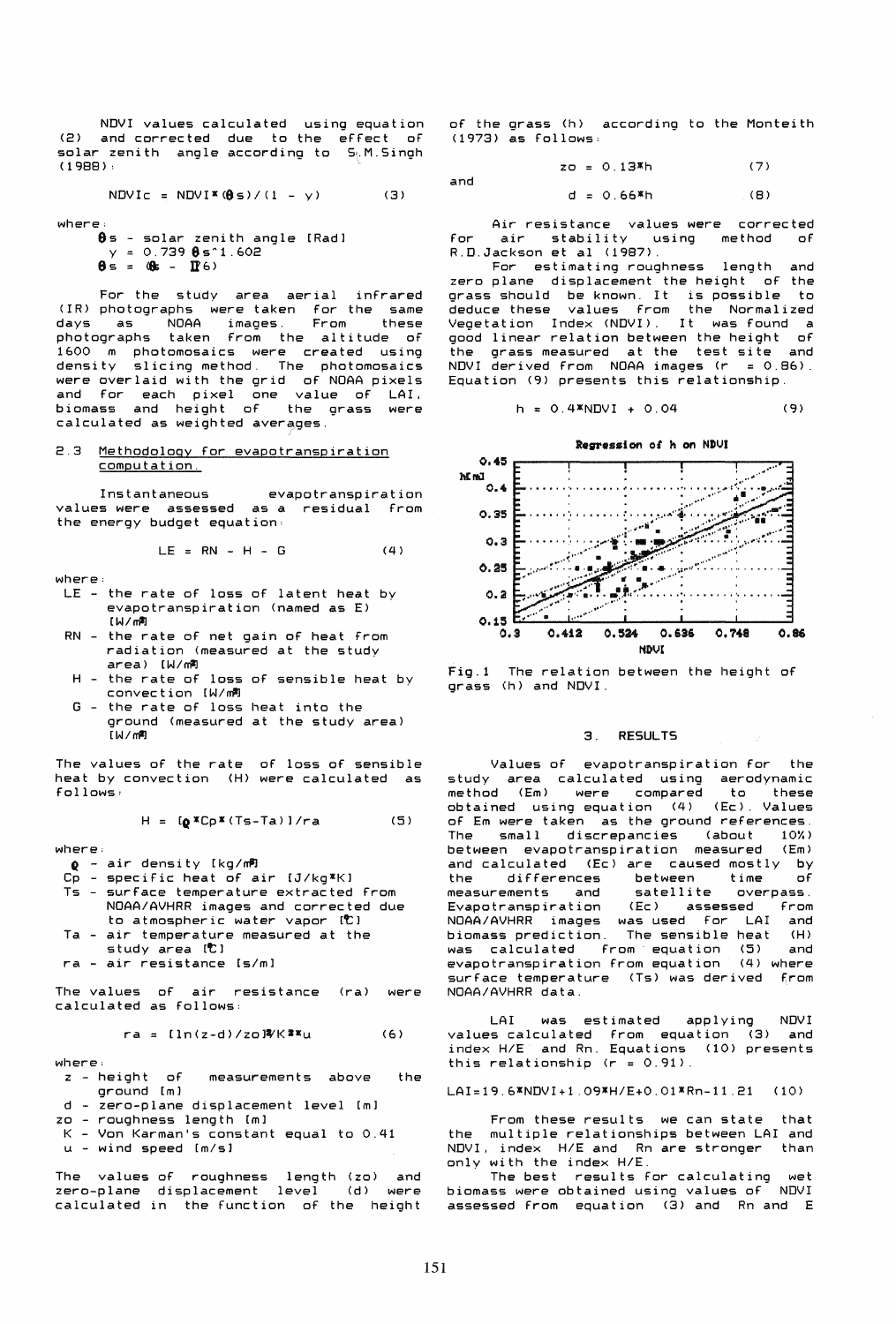NDVI values calculated using equation (2) and corrected due to the effect of solar zenith angle according to S.M.Singh (1988):

$$NDVIc = NDVI*(\theta s)/(1 - y) \quad (3)$$

where:

$\theta s$ - solar zenith angle [Rad]

$y = 0.739\ \theta s$^1.602

$\theta s = (\theta s - \Pi/6)$

For the study area aerial infrared (IR) photographs were taken for the same days as NOAA images. From these photographs taken from the altitude of 1600 m photomosaics were created using density slicing method. The photomosaics were overlaid with the grid of NOAA pixels and for each pixel one value of LAI, biomass and height of the grass were calculated as weighted averages.

### 2.3 Methodology for evapotranspiration computation.

Instantaneous evapotranspiration values were assessed as a residual from the energy budget equation:

$$LE = RN - H - G \quad (4)$$

where:

- LE - the rate of loss of latent heat by evapotranspiration (named as E) [W/m²]
- RN - the rate of net gain of heat from radiation (measured at the study area) [W/m²]
- H - the rate of loss of sensible heat by convection [W/m²]
- G - the rate of loss heat into the ground (measured at the study area) [W/m²]

The values of the rate of loss of sensible heat by convection (H) were calculated as follows:

$$H = [\rho * Cp * (Ts - Ta)]/ra \quad (5)$$

where:

- $\rho$ - air density [kg/m³]
- Cp - specific heat of air [J/kg*K]
- Ts - surface temperature extracted from NOAA/AVHRR images and corrected due to atmospheric water vapor [℃]
- Ta - air temperature measured at the study area [℃]
- ra - air resistance [s/m]

The values of air resistance (ra) were calculated as follows:

$$ra = [\ln(z-d)/zo]^2/K^2*u \quad (6)$$

where:

- z - height of measurements above the ground [m]
- d - zero-plane displacement level [m]
- zo - roughness length [m]
- K - Von Karman's constant equal to 0.41
- u - wind speed [m/s]

The values of roughness length (zo) and zero-plane displacement level (d) were calculated in the function of the height of the grass (h) according to the Monteith (1973) as follows:

$$zo = 0.13*h \quad (7)$$

and

$$d = 0.66*h \quad (8)$$

Air resistance values were corrected for air stability using method of R.D.Jackson et al (1987).

For estimating roughness length and zero plane displacement the height of the grass should be known. It is possible to deduce these values from the Normalized Vegetation Index (NDVI). It was found a good linear relation between the height of the grass measured at the test site and NDVI derived from NOAA images (r = 0.86). Equation (9) presents this relationship.

$$h = 0.4*NDVI + 0.04 \quad (9)$$

Regression of h on NDVI

Fig.1 The relation between the height of grass (h) and NDVI.

## 3. RESULTS

Values of evapotranspiration for the study area calculated using aerodynamic method (Em) were compared to these obtained using equation (4) (Ec). Values of Em were taken as the ground references. The small discrepancies (about 10%) between evapotranspiration measured (Em) and calculated (Ec) are caused mostly by the differences between time of measurements and satellite overpass. Evapotranspiration (Ec) assessed from NOAA/AVHRR images was used for LAI and biomass prediction. The sensible heat (H) was calculated from equation (5) and evapotranspiration from equation (4) where surface temperature (Ts) was derived from NOAA/AVHRR data.

LAI was estimated applying NDVI values calculated from equation (3) and index H/E and Rn. Equations (10) presents this relationship (r = 0.91).

$$LAI=19.6*NDVI+1.09*H/E+0.01*Rn-11.21 \quad (10)$$

From these results we can state that the multiple relationships between LAI and NDVI, index H/E and Rn are stronger than only with the index H/E.

The best results for calculating wet biomass were obtained using values of NDVI assessed from equation (3) and Rn and E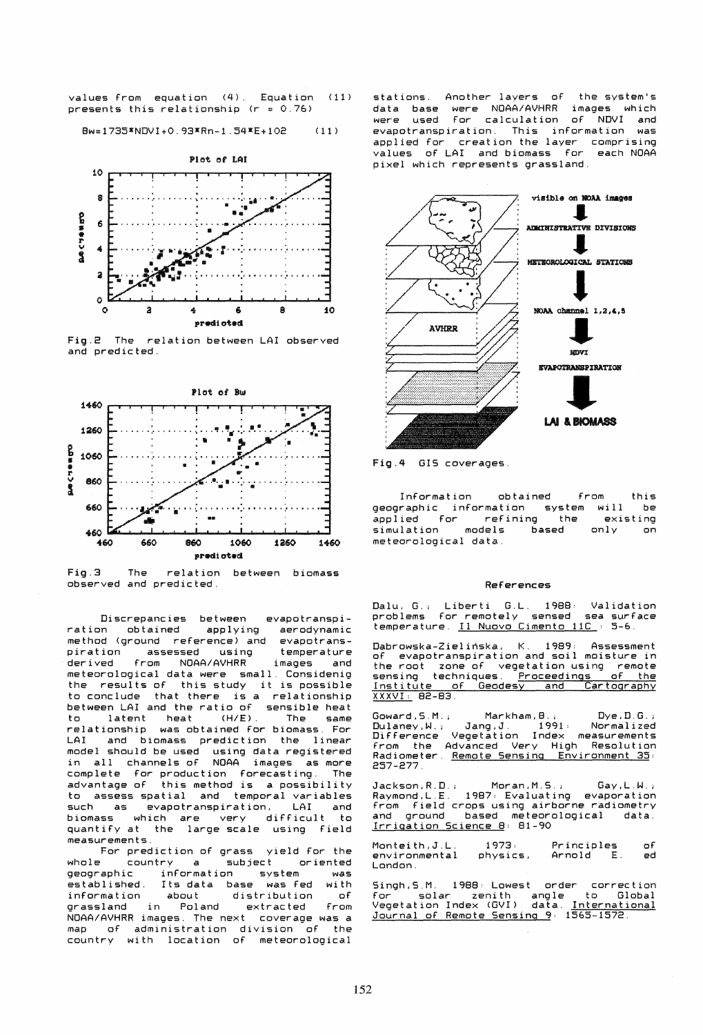values from equation (4). Equation (11) presents this relationship (r = 0.76)

$$Bw=1735*NDVI+0.93*Rn-1.54*E+102 \quad (11)$$

Plot of LAI

observed

predicted

0 2 4 6 8 10

Fig.2 The relation between LAI observed and predicted.

Plot of Bw

observed

predicted

460 660 860 1060 1260 1460

Fig.3 The relation between biomass observed and predicted.

Discrepancies between evapotranspiration obtained applying aerodynamic method (ground reference) and evapotranspiration assessed using temperature derived from NOAA/AVHRR images and meteorological data were small. Considenig the results of this study it is possible to conclude that there is a relationship between LAI and the ratio of sensible heat to latent heat (H/E). The same relationship was obtained for biomass. For LAI and biomass prediction the linear model should be used using data registered in all channels of NOAA images as more complete for production forecasting. The advantage of this method is a possibility to assess spatial and temporal variables such as evapotranspiration, LAI and biomass which are very difficult to quantify at the large scale using field measurements.

For prediction of grass yield for the whole country a subject oriented geographic information system was established. Its data base was fed with information about distribution of grassland in Poland extracted from NOAA/AVHRR images. The next coverage was a map of administration division of the country with location of meteorological stations. Another layers of the system's data base were NOAA/AVHRR images which were used for calculation of NDVI and evapotranspiration. This information was applied for creation the layer comprising values of LAI and biomass for each NOAA pixel which represents grassland.

visible on NOAA images

ADMINISTRATIVE DIVISIONS

METEOROLOGICAL STATIONS

AVHRR

NOAA channel 1,2,4,5

NDVI

EVAPOTRANSPIRATION

LAI & BIOMASS

Fig.4 GIS coverages.

Information obtained from this geographic information system will be applied for refining the existing simulation models based only on meteorological data.

## References

Dalu, G.; Liberti G.L. 1988: Validation problems for remotely sensed sea surface temperature. Il Nuovo Cimento 11C : 5-6.

Dabrowska-Zielińska, K. 1989: Assessment of evapotranspiration and soil moisture in the root zone of vegetation using remote sensing techniques. Proceedings of the Institute of Geodesy and Cartography XXXVI: 82-83.

Goward,S.M.; Markham,B.; Dye,D.G.; Dulaney,W.; Jang,J. 1991: Normalized Difference Vegetation Index measurements from the Advanced Very High Resolution Radiometer. Remote Sensing Environment 35: 257-277.

Jackson,R.D.; Moran,M.S.; Gay,L.W.; Raymond,L.E. 1987: Evaluating evaporation from field crops using airborne radiometry and ground based meteorological data. Irrigation Science 8: 81-90

Monteith,J.L. 1973: Principles of environmental physics, Arnold E. ed London.

Singh,S.M. 1988: Lowest order correction for solar zenith angle to Global Vegetation Index (GVI) data. International Journal of Remote Sensing 9: 1565-1572.